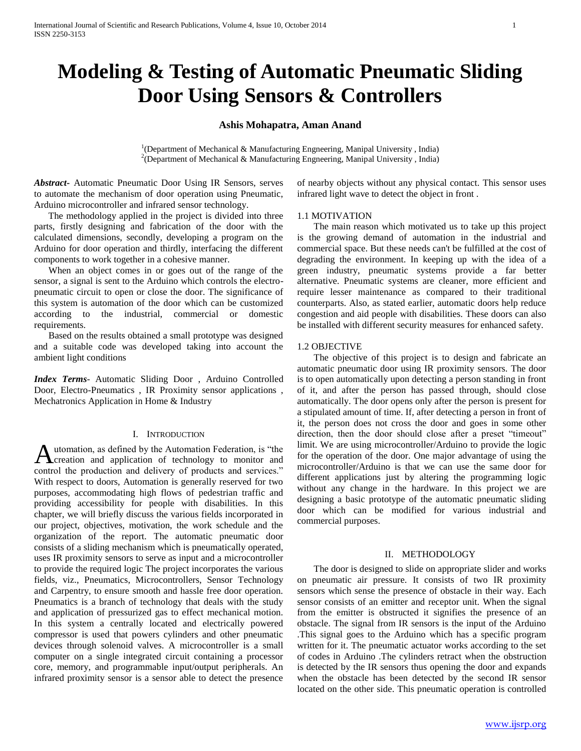# Modeling & Testing of Automatic Pneumatic Sliding Door Using Sensors & Controllers

**Ashis Mohapatra, Aman Anand**

[1](Department of Mechanical & Manufacturing Engneering, Manipal University , India)
[2](Department of Mechanical & Manufacturing Engneering, Manipal University , India)

***Abstract-*** Automatic Pneumatic Door Using IR Sensors, serves to automate the mechanism of door operation using Pneumatic, Arduino microcontroller and infrared sensor technology.

The methodology applied in the project is divided into three parts, firstly designing and fabrication of the door with the calculated dimensions, secondly, developing a program on the Arduino for door operation and thirdly, interfacing the different components to work together in a cohesive manner.

When an object comes in or goes out of the range of the sensor, a signal is sent to the Arduino which controls the electro-pneumatic circuit to open or close the door. The significance of this system is automation of the door which can be customized according to the industrial, commercial or domestic requirements.

Based on the results obtained a small prototype was designed and a suitable code was developed taking into account the ambient light conditions

***Index Terms*-** Automatic Sliding Door , Arduino Controlled Door, Electro-Pneumatics , IR Proximity sensor applications , Mechatronics Application in Home & Industry

## I. Introduction

Automation, as defined by the Automation Federation, is "the creation and application of technology to monitor and control the production and delivery of products and services." With respect to doors, Automation is generally reserved for two purposes, accommodating high flows of pedestrian traffic and providing accessibility for people with disabilities. In this chapter, we will briefly discuss the various fields incorporated in our project, objectives, motivation, the work schedule and the organization of the report. The automatic pneumatic door consists of a sliding mechanism which is pneumatically operated, uses IR proximity sensors to serve as input and a microcontroller to provide the required logic The project incorporates the various fields, viz., Pneumatics, Microcontrollers, Sensor Technology and Carpentry, to ensure smooth and hassle free door operation. Pneumatics is a branch of technology that deals with the study and application of pressurized gas to effect mechanical motion. In this system a centrally located and electrically powered compressor is used that powers cylinders and other pneumatic devices through solenoid valves. A microcontroller is a small computer on a single integrated circuit containing a processor core, memory, and programmable input/output peripherals. An infrared proximity sensor is a sensor able to detect the presence of nearby objects without any physical contact. This sensor uses infrared light wave to detect the object in front .

### 1.1 MOTIVATION

The main reason which motivated us to take up this project is the growing demand of automation in the industrial and commercial space. But these needs can't be fulfilled at the cost of degrading the environment. In keeping up with the idea of a green industry, pneumatic systems provide a far better alternative. Pneumatic systems are cleaner, more efficient and require lesser maintenance as compared to their traditional counterparts. Also, as stated earlier, automatic doors help reduce congestion and aid people with disabilities. These doors can also be installed with different security measures for enhanced safety.

### 1.2 OBJECTIVE

The objective of this project is to design and fabricate an automatic pneumatic door using IR proximity sensors. The door is to open automatically upon detecting a person standing in front of it, and after the person has passed through, should close automatically. The door opens only after the person is present for a stipulated amount of time. If, after detecting a person in front of it, the person does not cross the door and goes in some other direction, then the door should close after a preset "timeout" limit. We are using microcontroller/Arduino to provide the logic for the operation of the door. One major advantage of using the microcontroller/Arduino is that we can use the same door for different applications just by altering the programming logic without any change in the hardware. In this project we are designing a basic prototype of the automatic pneumatic sliding door which can be modified for various industrial and commercial purposes.

## II. METHODOLOGY

The door is designed to slide on appropriate slider and works on pneumatic air pressure. It consists of two IR proximity sensors which sense the presence of obstacle in their way. Each sensor consists of an emitter and receptor unit. When the signal from the emitter is obstructed it signifies the presence of an obstacle. The signal from IR sensors is the input of the Arduino .This signal goes to the Arduino which has a specific program written for it. The pneumatic actuator works according to the set of codes in Arduino .The cylinders retract when the obstruction is detected by the IR sensors thus opening the door and expands when the obstacle has been detected by the second IR sensor located on the other side. This pneumatic operation is controlled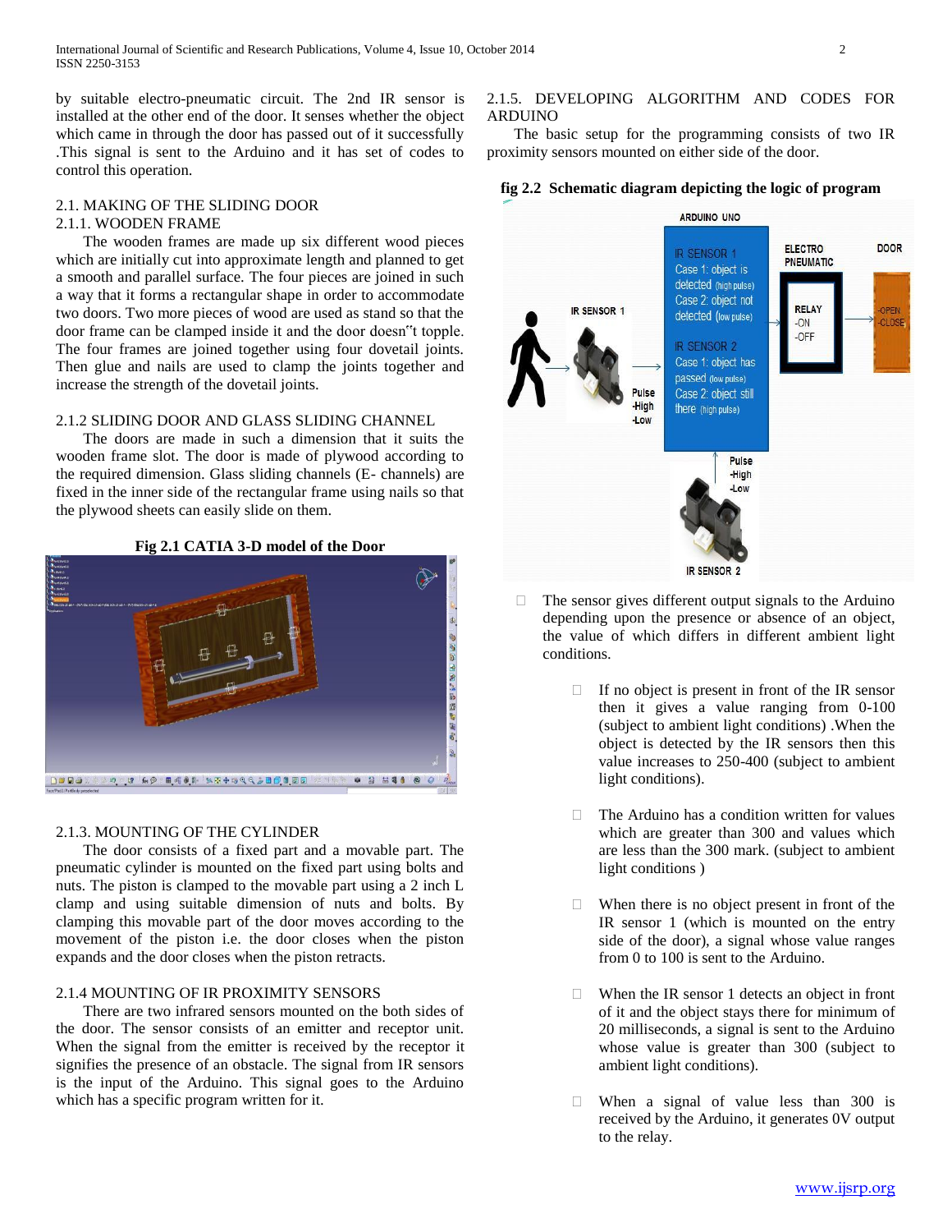by suitable electro-pneumatic circuit. The 2nd IR sensor is installed at the other end of the door. It senses whether the object which came in through the door has passed out of it successfully .This signal is sent to the Arduino and it has set of codes to control this operation.

## 2.1. MAKING OF THE SLIDING DOOR

### 2.1.1. WOODEN FRAME

The wooden frames are made up six different wood pieces which are initially cut into approximate length and planned to get a smooth and parallel surface. The four pieces are joined in such a way that it forms a rectangular shape in order to accommodate two doors. Two more pieces of wood are used as stand so that the door frame can be clamped inside it and the door doesn‟t topple. The four frames are joined together using four dovetail joints. Then glue and nails are used to clamp the joints together and increase the strength of the dovetail joints.

### 2.1.2 SLIDING DOOR AND GLASS SLIDING CHANNEL

The doors are made in such a dimension that it suits the wooden frame slot. The door is made of plywood according to the required dimension. Glass sliding channels (E- channels) are fixed in the inner side of the rectangular frame using nails so that the plywood sheets can easily slide on them.

**Fig 2.1 CATIA 3-D model of the Door**

### 2.1.3. MOUNTING OF THE CYLINDER

The door consists of a fixed part and a movable part. The pneumatic cylinder is mounted on the fixed part using bolts and nuts. The piston is clamped to the movable part using a 2 inch L clamp and using suitable dimension of nuts and bolts. By clamping this movable part of the door moves according to the movement of the piston i.e. the door closes when the piston expands and the door closes when the piston retracts.

### 2.1.4 MOUNTING OF IR PROXIMITY SENSORS

There are two infrared sensors mounted on the both sides of the door. The sensor consists of an emitter and receptor unit. When the signal from the emitter is received by the receptor it signifies the presence of an obstacle. The signal from IR sensors is the input of the Arduino. This signal goes to the Arduino which has a specific program written for it.

### 2.1.5. DEVELOPING ALGORITHM AND CODES FOR ARDUINO

The basic setup for the programming consists of two IR proximity sensors mounted on either side of the door.

**fig 2.2 Schematic diagram depicting the logic of program**

- The sensor gives different output signals to the Arduino depending upon the presence or absence of an object, the value of which differs in different ambient light conditions.
  - If no object is present in front of the IR sensor then it gives a value ranging from 0-100 (subject to ambient light conditions) .When the object is detected by the IR sensors then this value increases to 250-400 (subject to ambient light conditions).
  - The Arduino has a condition written for values which are greater than 300 and values which are less than the 300 mark. (subject to ambient light conditions )
  - When there is no object present in front of the IR sensor 1 (which is mounted on the entry side of the door), a signal whose value ranges from 0 to 100 is sent to the Arduino.
  - When the IR sensor 1 detects an object in front of it and the object stays there for minimum of 20 milliseconds, a signal is sent to the Arduino whose value is greater than 300 (subject to ambient light conditions).
  - When a signal of value less than 300 is received by the Arduino, it generates 0V output to the relay.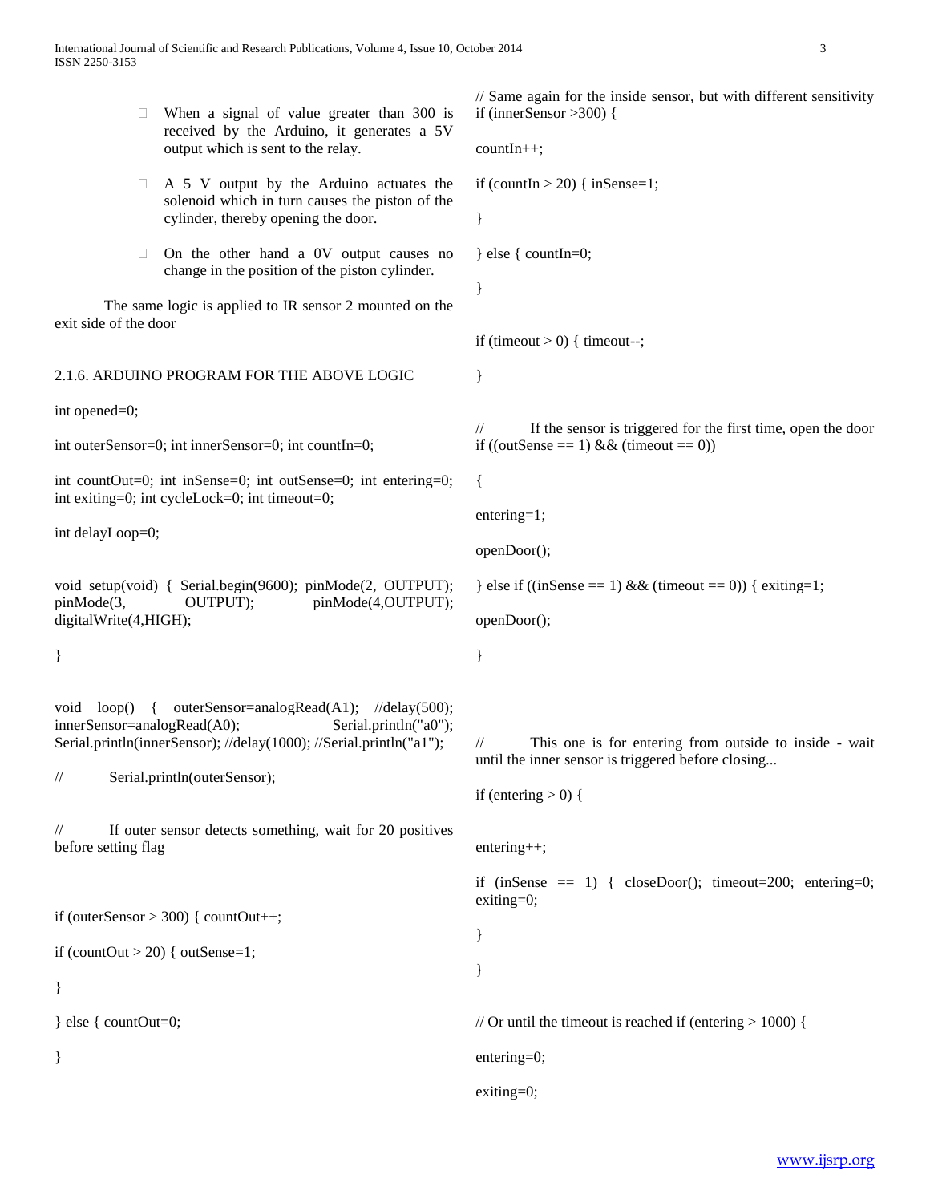- When a signal of value greater than 300 is received by the Arduino, it generates a 5V output which is sent to the relay.
- A 5 V output by the Arduino actuates the solenoid which in turn causes the piston of the cylinder, thereby opening the door.
- On the other hand a 0V output causes no change in the position of the piston cylinder.

The same logic is applied to IR sensor 2 mounted on the exit side of the door

2.1.6. ARDUINO PROGRAM FOR THE ABOVE LOGIC

```
int opened=0;

int outerSensor=0; int innerSensor=0; int countIn=0;

int countOut=0; int inSense=0; int outSense=0; int entering=0; int exiting=0; int cycleLock=0; int timeout=0;

int delayLoop=0;


void setup(void) { Serial.begin(9600); pinMode(2, OUTPUT); pinMode(3, OUTPUT); pinMode(4,OUTPUT); digitalWrite(4,HIGH);

}


void loop() { outerSensor=analogRead(A1); //delay(500); innerSensor=analogRead(A0); Serial.println("a0"); Serial.println(innerSensor); //delay(1000); //Serial.println("a1");

//      Serial.println(outerSensor);

//      If outer sensor detects something, wait for 20 positives before setting flag



if (outerSensor > 300) { countOut++;

if (countOut > 20) { outSense=1;

}

} else { countOut=0;

}

// Same again for the inside sensor, but with different sensitivity
if (innerSensor >300) {

countIn++;

if (countIn > 20) { inSense=1;

}

} else { countIn=0;

}


if (timeout > 0) { timeout--;

}


//      If the sensor is triggered for the first time, open the door
if ((outSense == 1) && (timeout == 0))

{

entering=1;

openDoor();

} else if ((inSense == 1) && (timeout == 0)) { exiting=1;

openDoor();

}



//      This one is for entering from outside to inside - wait until the inner sensor is triggered before closing...

if (entering > 0) {


entering++;

if (inSense == 1) { closeDoor(); timeout=200; entering=0; exiting=0;

}

}


// Or until the timeout is reached if (entering > 1000) {

entering=0;

exiting=0;
```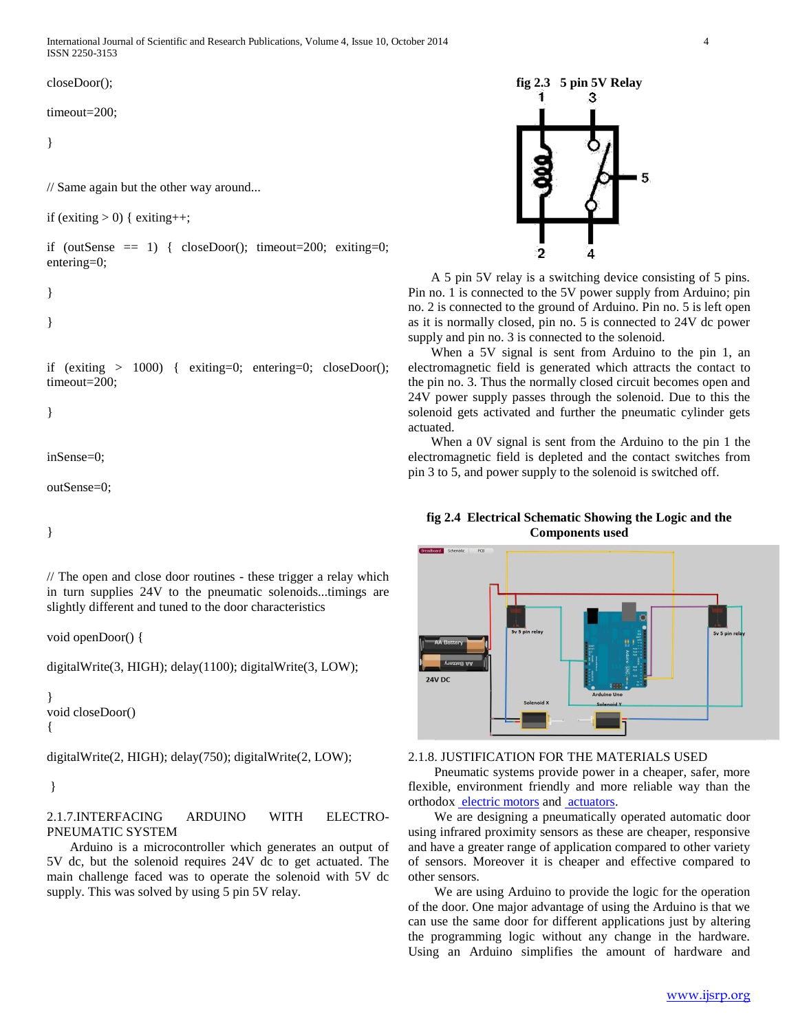```
closeDoor();

timeout=200;

}

// Same again but the other way around...

if (exiting > 0) { exiting++;

if (outSense == 1) { closeDoor(); timeout=200; exiting=0; entering=0;

}

}

if (exiting > 1000) { exiting=0; entering=0; closeDoor(); timeout=200;

}

inSense=0;

outSense=0;

}

// The open and close door routines - these trigger a relay which in turn supplies 24V to the pneumatic solenoids...timings are slightly different and tuned to the door characteristics

void openDoor() {

digitalWrite(3, HIGH); delay(1100); digitalWrite(3, LOW);

}
void closeDoor()
{

digitalWrite(2, HIGH); delay(750); digitalWrite(2, LOW);

}
```

### 2.1.7. INTERFACING ARDUINO WITH ELECTRO-PNEUMATIC SYSTEM

Arduino is a microcontroller which generates an output of 5V dc, but the solenoid requires 24V dc to get actuated. The main challenge faced was to operate the solenoid with 5V dc supply. This was solved by using 5 pin 5V relay.

**fig 2.3 5 pin 5V Relay**

A 5 pin 5V relay is a switching device consisting of 5 pins. Pin no. 1 is connected to the 5V power supply from Arduino; pin no. 2 is connected to the ground of Arduino. Pin no. 5 is left open as it is normally closed, pin no. 5 is connected to 24V dc power supply and pin no. 3 is connected to the solenoid.

When a 5V signal is sent from Arduino to the pin 1, an electromagnetic field is generated which attracts the contact to the pin no. 3. Thus the normally closed circuit becomes open and 24V power supply passes through the solenoid. Due to this the solenoid gets activated and further the pneumatic cylinder gets actuated.

When a 0V signal is sent from the Arduino to the pin 1 the electromagnetic field is depleted and the contact switches from pin 3 to 5, and power supply to the solenoid is switched off.

**fig 2.4 Electrical Schematic Showing the Logic and the Components used**

### 2.1.8. JUSTIFICATION FOR THE MATERIALS USED

Pneumatic systems provide power in a cheaper, safer, more flexible, environment friendly and more reliable way than the orthodox electric motors and actuators.

We are designing a pneumatically operated automatic door using infrared proximity sensors as these are cheaper, responsive and have a greater range of application compared to other variety of sensors. Moreover it is cheaper and effective compared to other sensors.

We are using Arduino to provide the logic for the operation of the door. One major advantage of using the Arduino is that we can use the same door for different applications just by altering the programming logic without any change in the hardware. Using an Arduino simplifies the amount of hardware and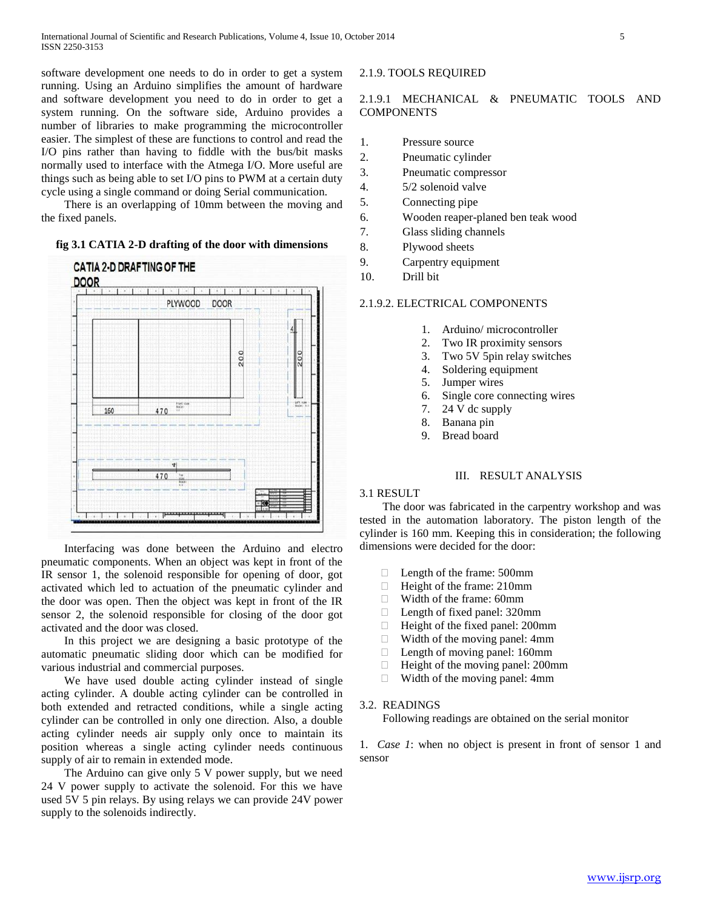software development one needs to do in order to get a system running. Using an Arduino simplifies the amount of hardware and software development you need to do in order to get a system running. On the software side, Arduino provides a number of libraries to make programming the microcontroller easier. The simplest of these are functions to control and read the I/O pins rather than having to fiddle with the bus/bit masks normally used to interface with the Atmega I/O. More useful are things such as being able to set I/O pins to PWM at a certain duty cycle using a single command or doing Serial communication.

There is an overlapping of 10mm between the moving and the fixed panels.

**fig 3.1 CATIA 2-D drafting of the door with dimensions**

Interfacing was done between the Arduino and electro pneumatic components. When an object was kept in front of the IR sensor 1, the solenoid responsible for opening of door, got activated which led to actuation of the pneumatic cylinder and the door was open. Then the object was kept in front of the IR sensor 2, the solenoid responsible for closing of the door got activated and the door was closed.

In this project we are designing a basic prototype of the automatic pneumatic sliding door which can be modified for various industrial and commercial purposes.

We have used double acting cylinder instead of single acting cylinder. A double acting cylinder can be controlled in both extended and retracted conditions, while a single acting cylinder can be controlled in only one direction. Also, a double acting cylinder needs air supply only once to maintain its position whereas a single acting cylinder needs continuous supply of air to remain in extended mode.

The Arduino can give only 5 V power supply, but we need 24 V power supply to activate the solenoid. For this we have used 5V 5 pin relays. By using relays we can provide 24V power supply to the solenoids indirectly.

### 2.1.9. TOOLS REQUIRED

#### 2.1.9.1 MECHANICAL & PNEUMATIC TOOLS AND COMPONENTS

1. Pressure source
2. Pneumatic cylinder
3. Pneumatic compressor
4. 5/2 solenoid valve
5. Connecting pipe
6. Wooden reaper-planed ben teak wood
7. Glass sliding channels
8. Plywood sheets
9. Carpentry equipment
10. Drill bit

#### 2.1.9.2. ELECTRICAL COMPONENTS

1. Arduino/ microcontroller
2. Two IR proximity sensors
3. Two 5V 5pin relay switches
4. Soldering equipment
5. Jumper wires
6. Single core connecting wires
7. 24 V dc supply
8. Banana pin
9. Bread board

## III. RESULT ANALYSIS

### 3.1 RESULT

The door was fabricated in the carpentry workshop and was tested in the automation laboratory. The piston length of the cylinder is 160 mm. Keeping this in consideration; the following dimensions were decided for the door:

- Length of the frame: 500mm
- Height of the frame: 210mm
- Width of the frame: 60mm
- Length of fixed panel: 320mm
- Height of the fixed panel: 200mm
- Width of the moving panel: 4mm
- Length of moving panel: 160mm
- Height of the moving panel: 200mm
- Width of the moving panel: 4mm

### 3.2. READINGS

Following readings are obtained on the serial monitor

1. *Case 1*: when no object is present in front of sensor 1 and sensor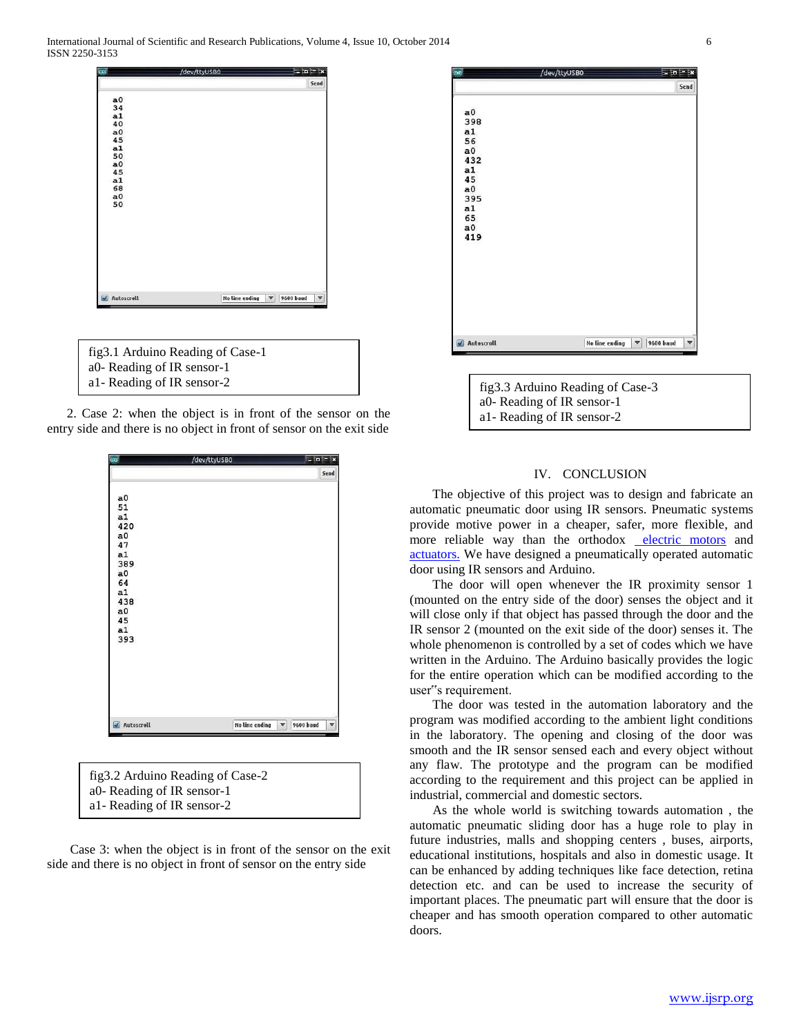fig3.1 Arduino Reading of Case-1
a0- Reading of IR sensor-1
a1- Reading of IR sensor-2

2. Case 2: when the object is in front of the sensor on the entry side and there is no object in front of sensor on the exit side

fig3.2 Arduino Reading of Case-2
a0- Reading of IR sensor-1
a1- Reading of IR sensor-2

Case 3: when the object is in front of the sensor on the exit side and there is no object in front of sensor on the entry side

fig3.3 Arduino Reading of Case-3
a0- Reading of IR sensor-1
a1- Reading of IR sensor-2

## IV. CONCLUSION

The objective of this project was to design and fabricate an automatic pneumatic door using IR sensors. Pneumatic systems provide motive power in a cheaper, safer, more flexible, and more reliable way than the orthodox electric motors and actuators. We have designed a pneumatically operated automatic door using IR sensors and Arduino.

The door will open whenever the IR proximity sensor 1 (mounted on the entry side of the door) senses the object and it will close only if that object has passed through the door and the IR sensor 2 (mounted on the exit side of the door) senses it. The whole phenomenon is controlled by a set of codes which we have written in the Arduino. The Arduino basically provides the logic for the entire operation which can be modified according to the user"s requirement.

The door was tested in the automation laboratory and the program was modified according to the ambient light conditions in the laboratory. The opening and closing of the door was smooth and the IR sensor sensed each and every object without any flaw. The prototype and the program can be modified according to the requirement and this project can be applied in industrial, commercial and domestic sectors.

As the whole world is switching towards automation , the automatic pneumatic sliding door has a huge role to play in future industries, malls and shopping centers , buses, airports, educational institutions, hospitals and also in domestic usage. It can be enhanced by adding techniques like face detection, retina detection etc. and can be used to increase the security of important places. The pneumatic part will ensure that the door is cheaper and has smooth operation compared to other automatic doors.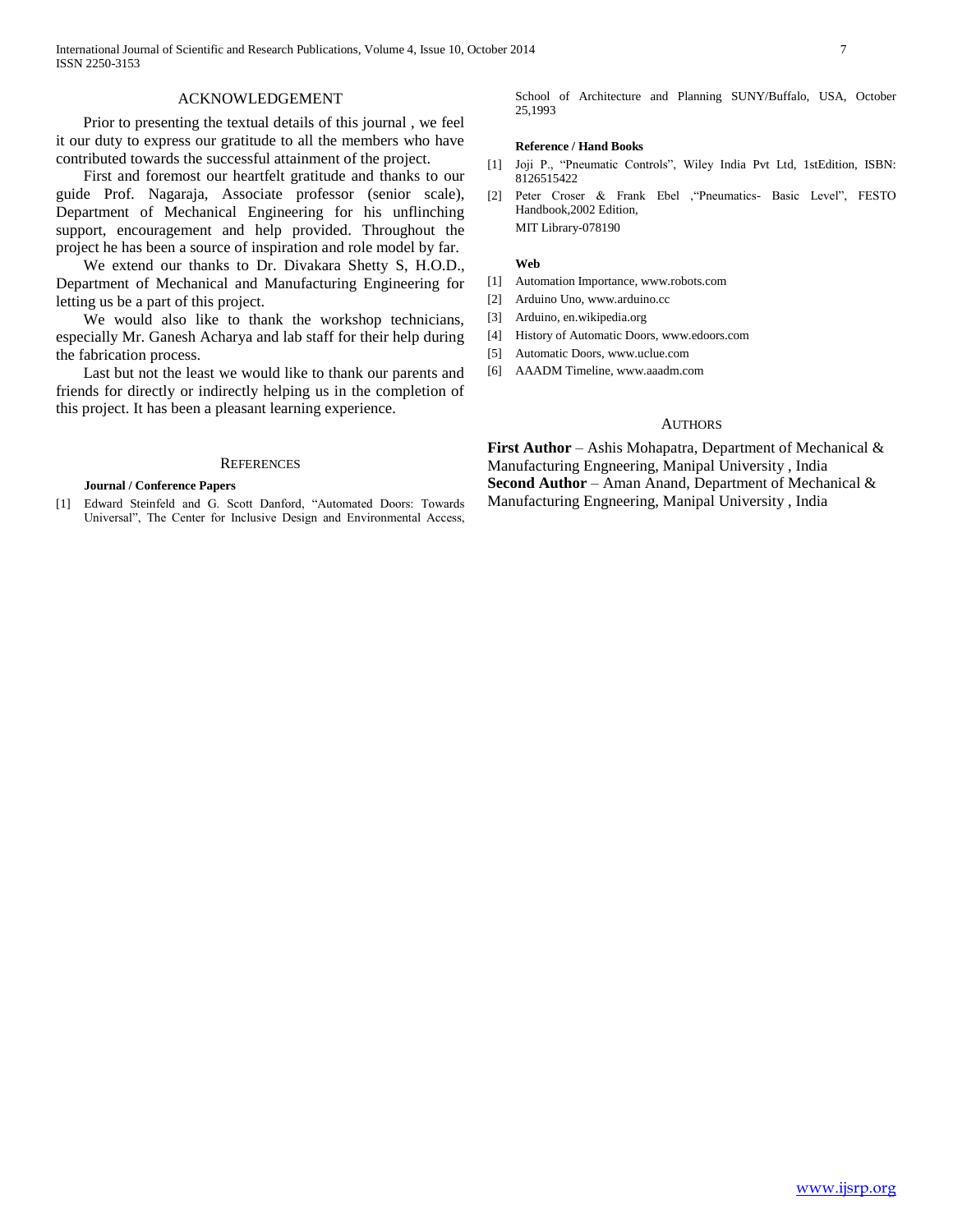## ACKNOWLEDGEMENT

Prior to presenting the textual details of this journal , we feel it our duty to express our gratitude to all the members who have contributed towards the successful attainment of the project.

First and foremost our heartfelt gratitude and thanks to our guide Prof. Nagaraja, Associate professor (senior scale), Department of Mechanical Engineering for his unflinching support, encouragement and help provided. Throughout the project he has been a source of inspiration and role model by far.

We extend our thanks to Dr. Divakara Shetty S, H.O.D., Department of Mechanical and Manufacturing Engineering for letting us be a part of this project.

We would also like to thank the workshop technicians, especially Mr. Ganesh Acharya and lab staff for their help during the fabrication process.

Last but not the least we would like to thank our parents and friends for directly or indirectly helping us in the completion of this project. It has been a pleasant learning experience.

## REFERENCES

**Journal / Conference Papers**

[1] Edward Steinfeld and G. Scott Danford, "Automated Doors: Towards Universal", The Center for Inclusive Design and Environmental Access, School of Architecture and Planning SUNY/Buffalo, USA, October 25,1993

**Reference / Hand Books**

[1] Joji P., "Pneumatic Controls", Wiley India Pvt Ltd, 1stEdition, ISBN: 8126515422

[2] Peter Croser & Frank Ebel ,"Pneumatics- Basic Level", FESTO Handbook,2002 Edition,
MIT Library-078190

**Web**

[1] Automation Importance, www.robots.com

[2] Arduino Uno, www.arduino.cc

[3] Arduino, en.wikipedia.org

[4] History of Automatic Doors, www.edoors.com

[5] Automatic Doors, www.uclue.com

[6] AAADM Timeline, www.aaadm.com

## AUTHORS

**First Author** – Ashis Mohapatra, Department of Mechanical & Manufacturing Engneering, Manipal University , India
**Second Author** – Aman Anand, Department of Mechanical & Manufacturing Engneering, Manipal University , India